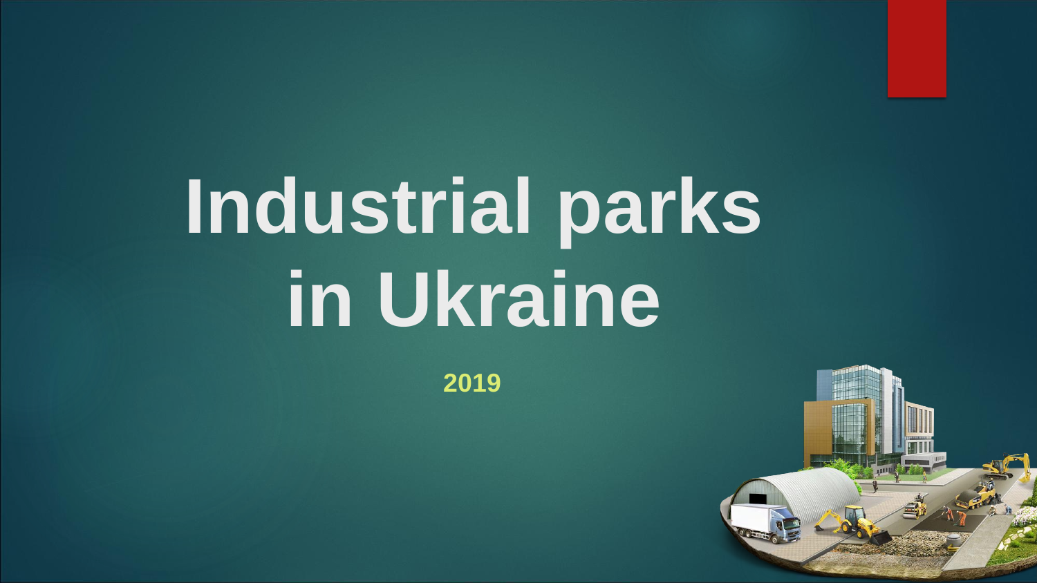# Industrial parks in Ukraine

**2019**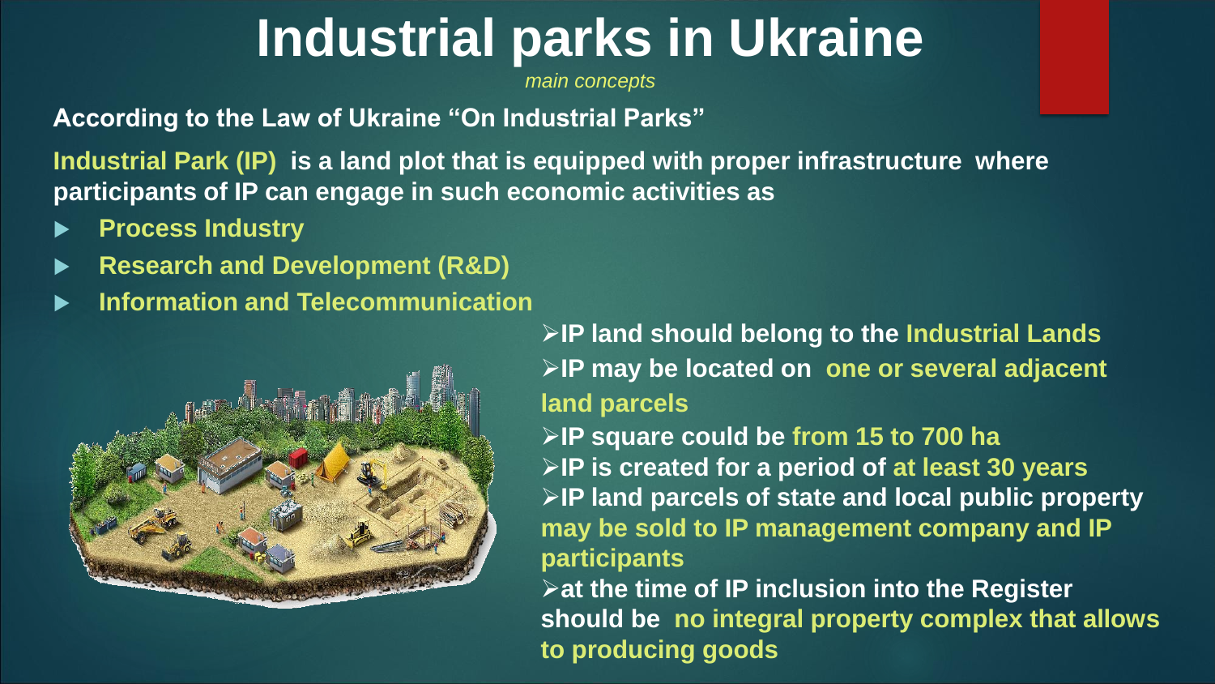# Industrial parks in Ukraine

*main concepts*

**According to the Law of Ukraine "On Industrial Parks"**

**Industrial Park (IP) is a land plot that is equipped with proper infrastructure where participants of IP can engage in such economic activities as**

- **Process Industry**
- **Research and Development (R&D)**
- **Information and Telecommunication**

- **IP land should belong to the Industrial Lands**
- **IP may be located on one or several adjacent land parcels**
- **IP square could be from 15 to 700 ha**
- **IP is created for a period of at least 30 years**
- **IP land parcels of state and local public property may be sold to IP management company and IP participants**
- **at the time of IP inclusion into the Register should be no integral property complex that allows to producing goods**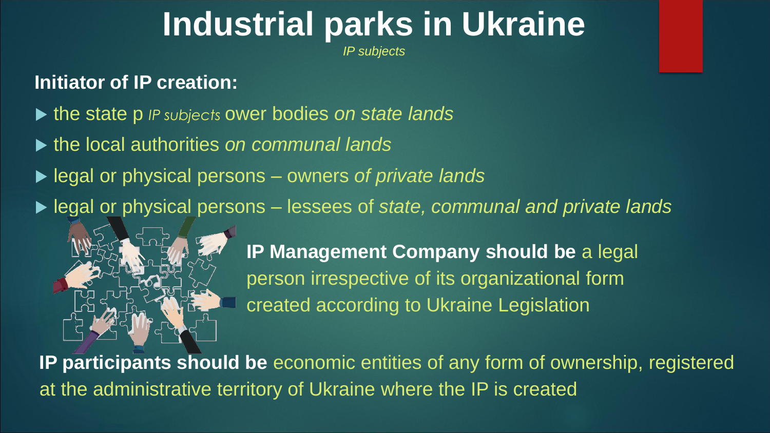# Industrial parks in Ukraine

*IP subjects*

**Initiator of IP creation:**

- the state p *IP subjects* ower bodies *on state lands*
- the local authorities *on communal lands*
- legal or physical persons – owners *of private lands*
- legal or physical persons – lessees of *state, communal and private lands*

**IP Management Company should be** a legal person irrespective of its organizational form created according to Ukraine Legislation

**IP participants should be** economic entities of any form of ownership, registered at the administrative territory of Ukraine where the IP is created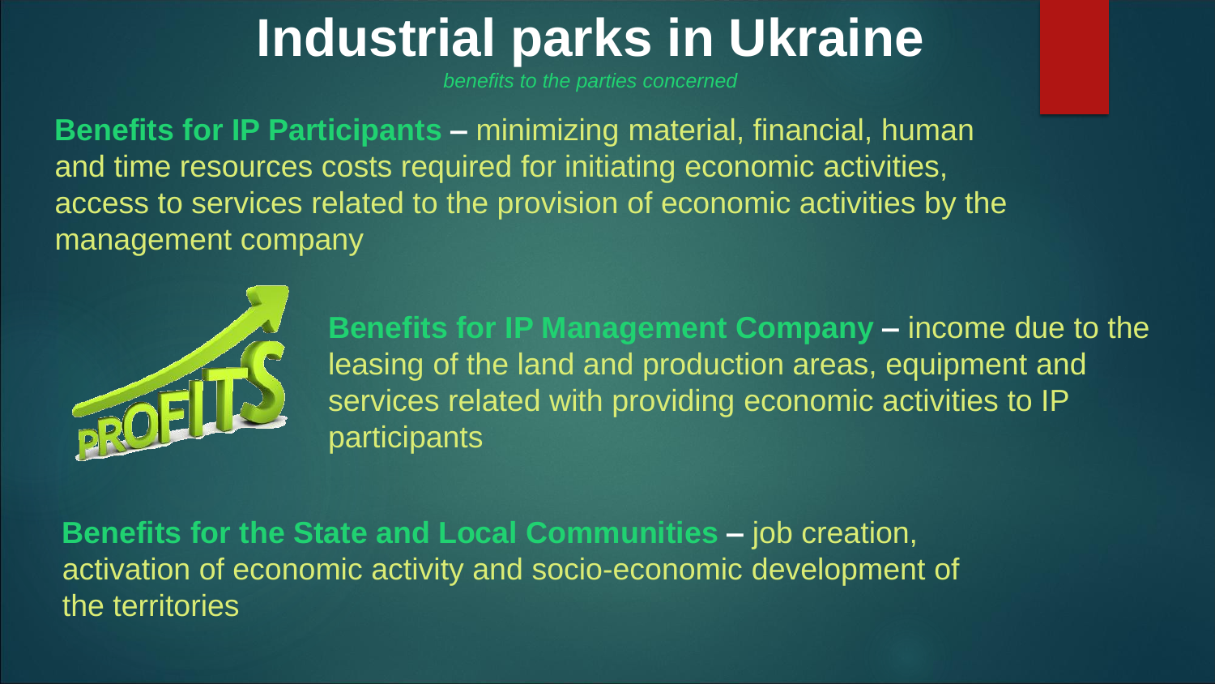# Industrial parks in Ukraine

*benefits to the parties concerned*

**Benefits for IP Participants** – minimizing material, financial, human and time resources costs required for initiating economic activities, access to services related to the provision of economic activities by the management company

**Benefits for IP Management Company** – income due to the leasing of the land and production areas, equipment and services related with providing economic activities to IP participants

**Benefits for the State and Local Communities** – job creation, activation of economic activity and socio-economic development of the territories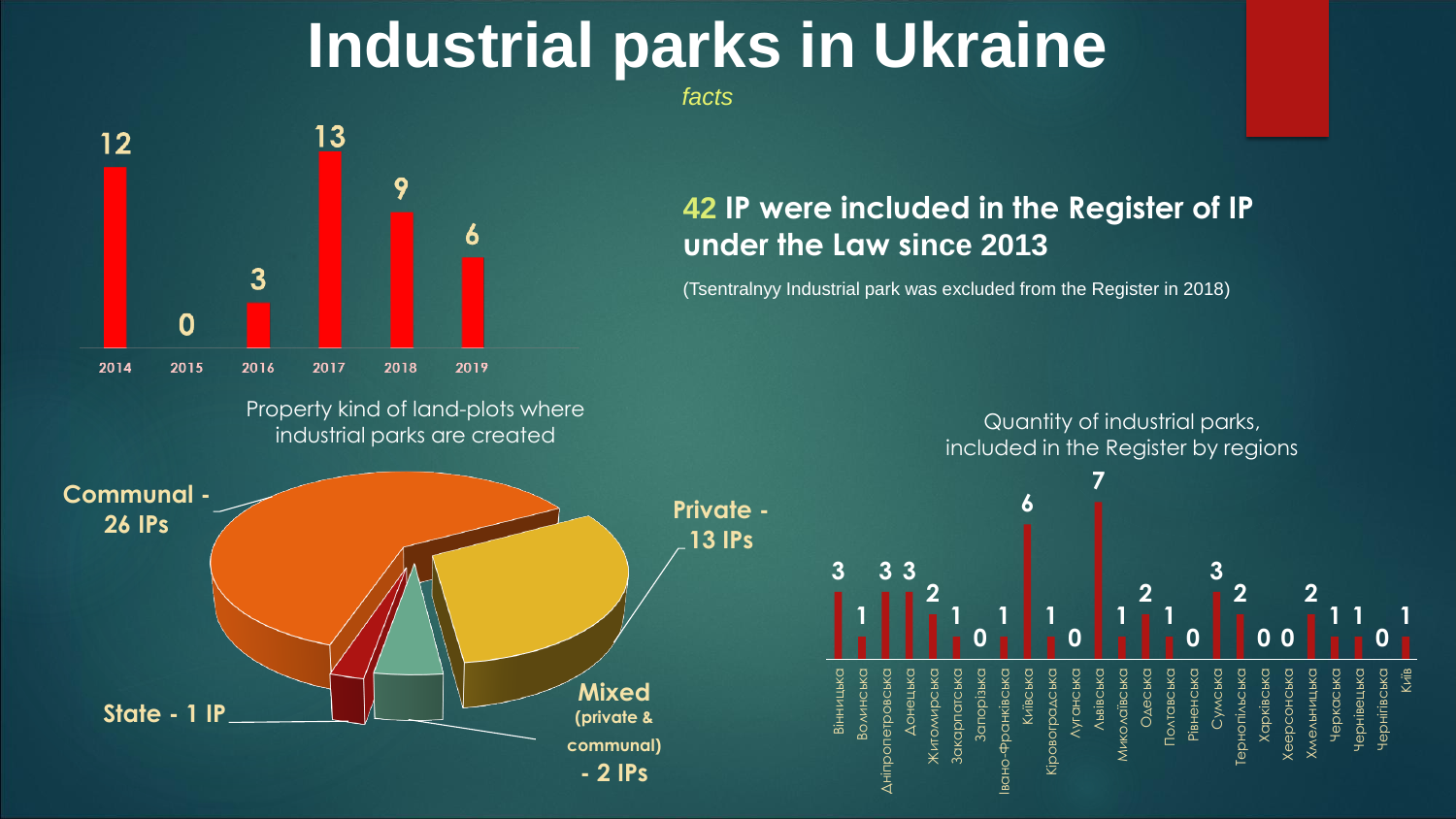# Industrial parks in Ukraine

*facts*

| 2014 | 2015 | 2016 | 2017 | 2018 | 2019 |
|---|---|---|---|---|---|
| 12 | 0 | 3 | 13 | 9 | 6 |

**42 IP were included in the Register of IP under the Law since 2013**

(Tsentralnyy Industrial park was excluded from the Register in 2018)

Property kind of land-plots where industrial parks are created

- **Communal - 26 IPs**
- **Private - 13 IPs**
- **State - 1 IP**
- **Mixed (private & communal) - 2 IPs**

Quantity of industrial parks, included in the Register by regions

| Region | Quantity |
|---|---|
| Вінницька | 3 |
| Волинська | 1 |
| Дніпропетровська | 3 |
| Донецька | 3 |
| Житомирська | 2 |
| Закарпатська | 1 |
| Запорізька | 0 |
| Івано-Франківська | 1 |
| Київська | 6 |
| Кіровоградська | 1 |
| Луганська | 0 |
| Львівська | 7 |
| Миколаївська | 1 |
| Одеська | 2 |
| Полтавська | 1 |
| Рівненська | 0 |
| Сумська | 3 |
| Тернопільська | 2 |
| Харківська | 0 |
| Хеерсонська | 0 |
| Хмельницька | 2 |
| Черкаська | 1 |
| Чернівецька | 1 |
| Чернігівська | 0 |
| Київ | 1 |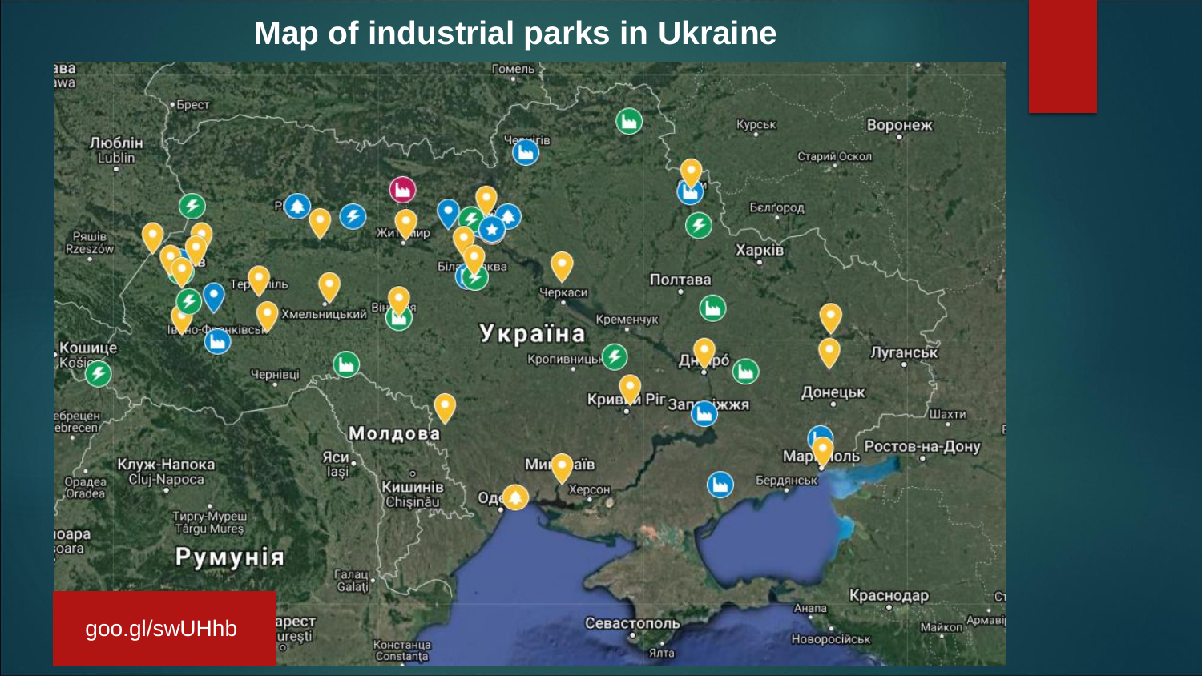# Map of industrial parks in Ukraine

goo.gl/swUHhb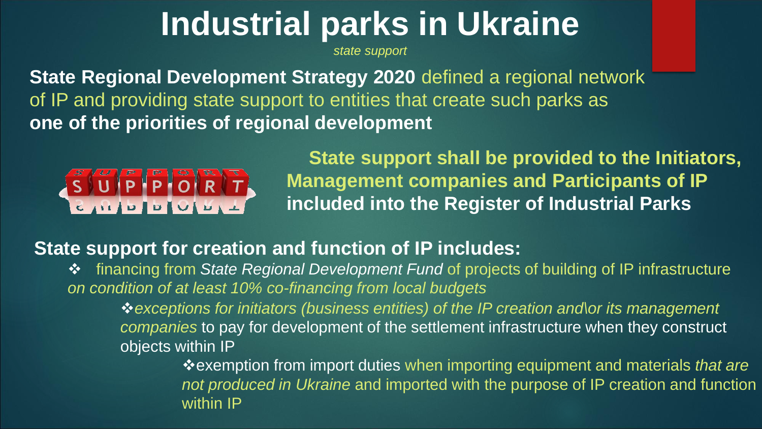# Industrial parks in Ukraine

*state support*

**State Regional Development Strategy 2020** defined a regional network of IP and providing state support to entities that create such parks as **one of the priorities of regional development**

**State support shall be provided to the Initiators, Management companies and Participants of IP included into the Register of Industrial Parks**

**State support for creation and function of IP includes:**

- financing from *State Regional Development Fund* of projects of building of IP infrastructure *on condition of at least 10% co-financing from local budgets*
  - *exceptions for initiators (business entities) of the IP creation and\or its management companies* to pay for development of the settlement infrastructure when they construct objects within IP
    - exemption from import duties when importing equipment and materials *that are not produced in Ukraine* and imported with the purpose of IP creation and function within IP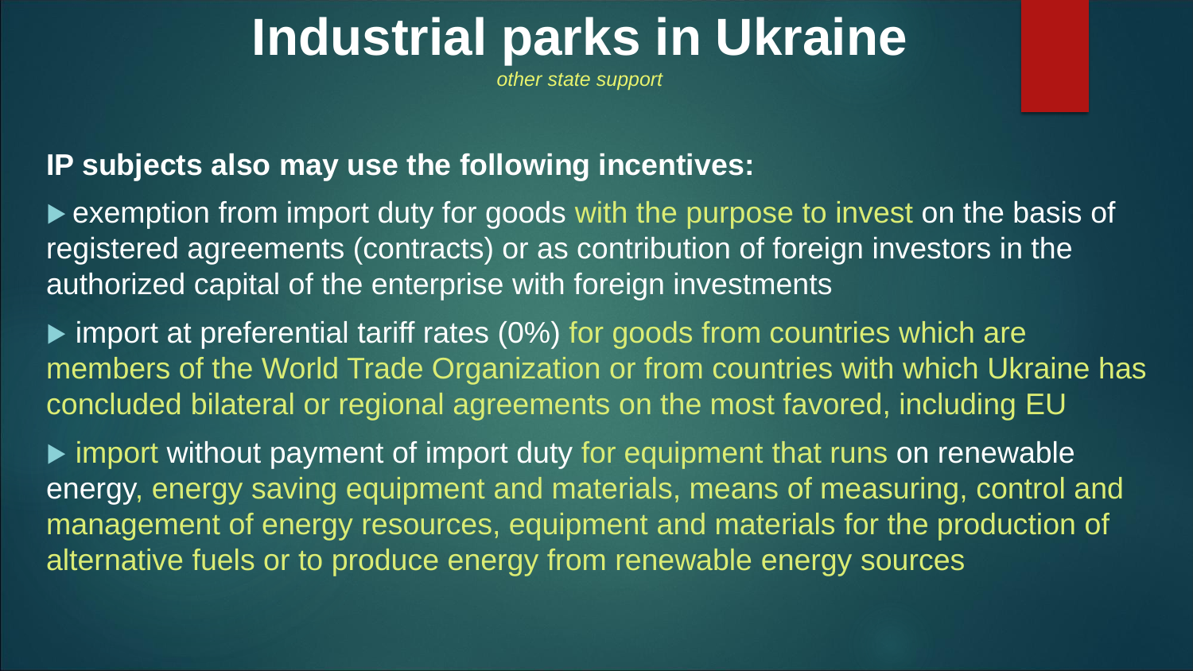# Industrial parks in Ukraine

*other state support*

**IP subjects also may use the following incentives:**

- exemption from import duty for goods with the purpose to invest on the basis of registered agreements (contracts) or as contribution of foreign investors in the authorized capital of the enterprise with foreign investments
- import at preferential tariff rates (0%) for goods from countries which are members of the World Trade Organization or from countries with which Ukraine has concluded bilateral or regional agreements on the most favored, including EU
- import without payment of import duty for equipment that runs on renewable energy, energy saving equipment and materials, means of measuring, control and management of energy resources, equipment and materials for the production of alternative fuels or to produce energy from renewable energy sources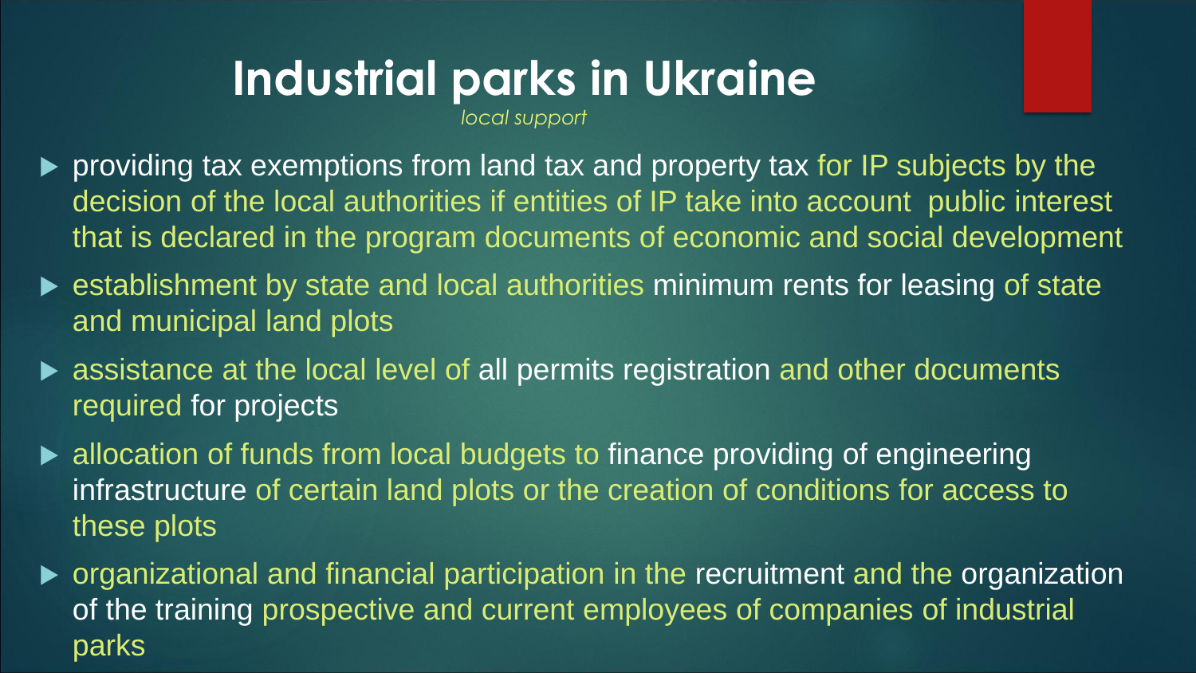# Industrial parks in Ukraine

*local support*

- providing tax exemptions from land tax and property tax for IP subjects by the decision of the local authorities if entities of IP take into account public interest that is declared in the program documents of economic and social development
- establishment by state and local authorities minimum rents for leasing of state and municipal land plots
- assistance at the local level of all permits registration and other documents required for projects
- allocation of funds from local budgets to finance providing of engineering infrastructure of certain land plots or the creation of conditions for access to these plots
- organizational and financial participation in the recruitment and the organization of the training prospective and current employees of companies of industrial parks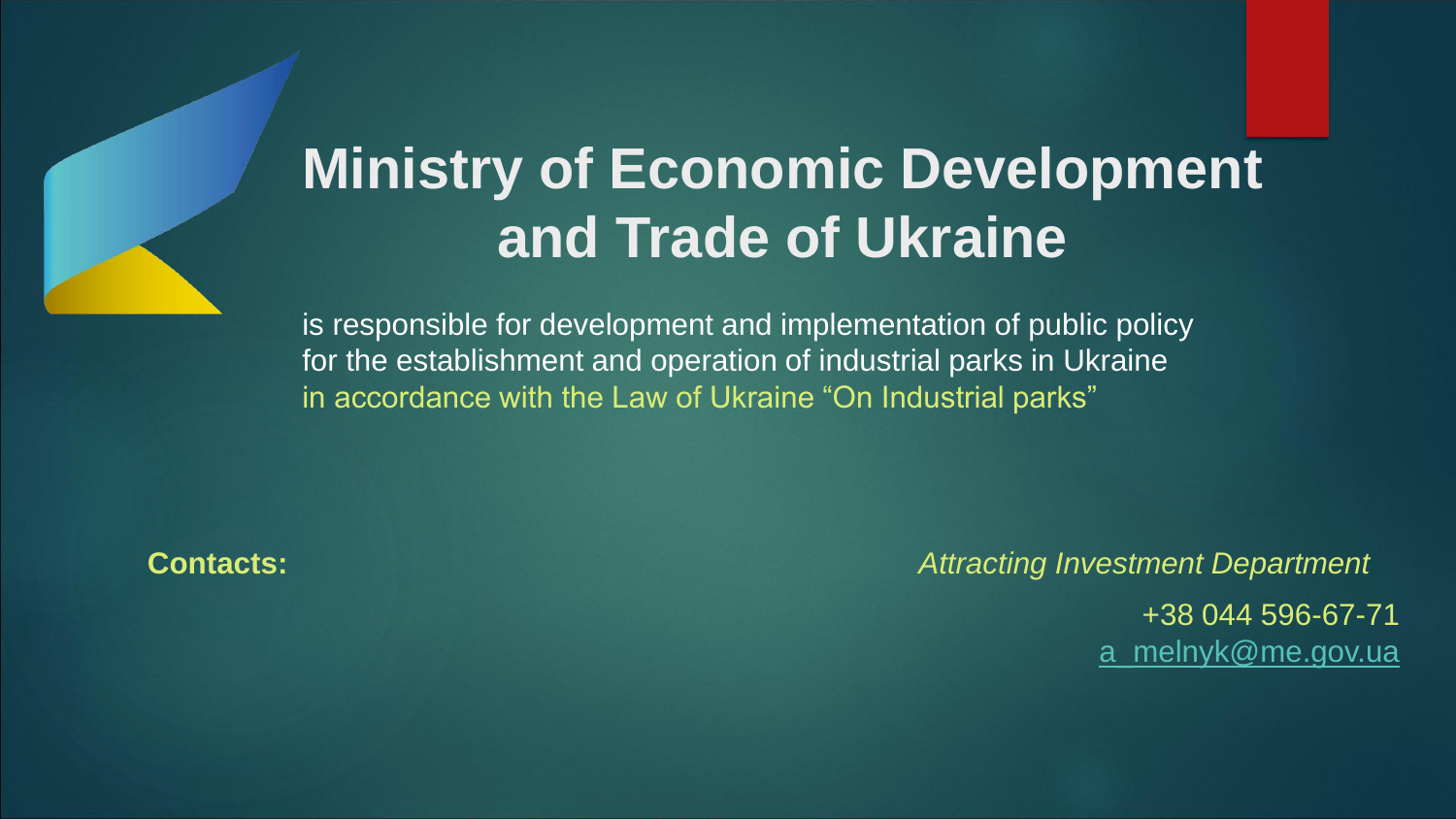# Ministry of Economic Development and Trade of Ukraine

is responsible for development and implementation of public policy for the establishment and operation of industrial parks in Ukraine in accordance with the Law of Ukraine "On Industrial parks"

**Contacts:**

*Attracting Investment Department*

+38 044 596-67-71

a_melnyk@me.gov.ua